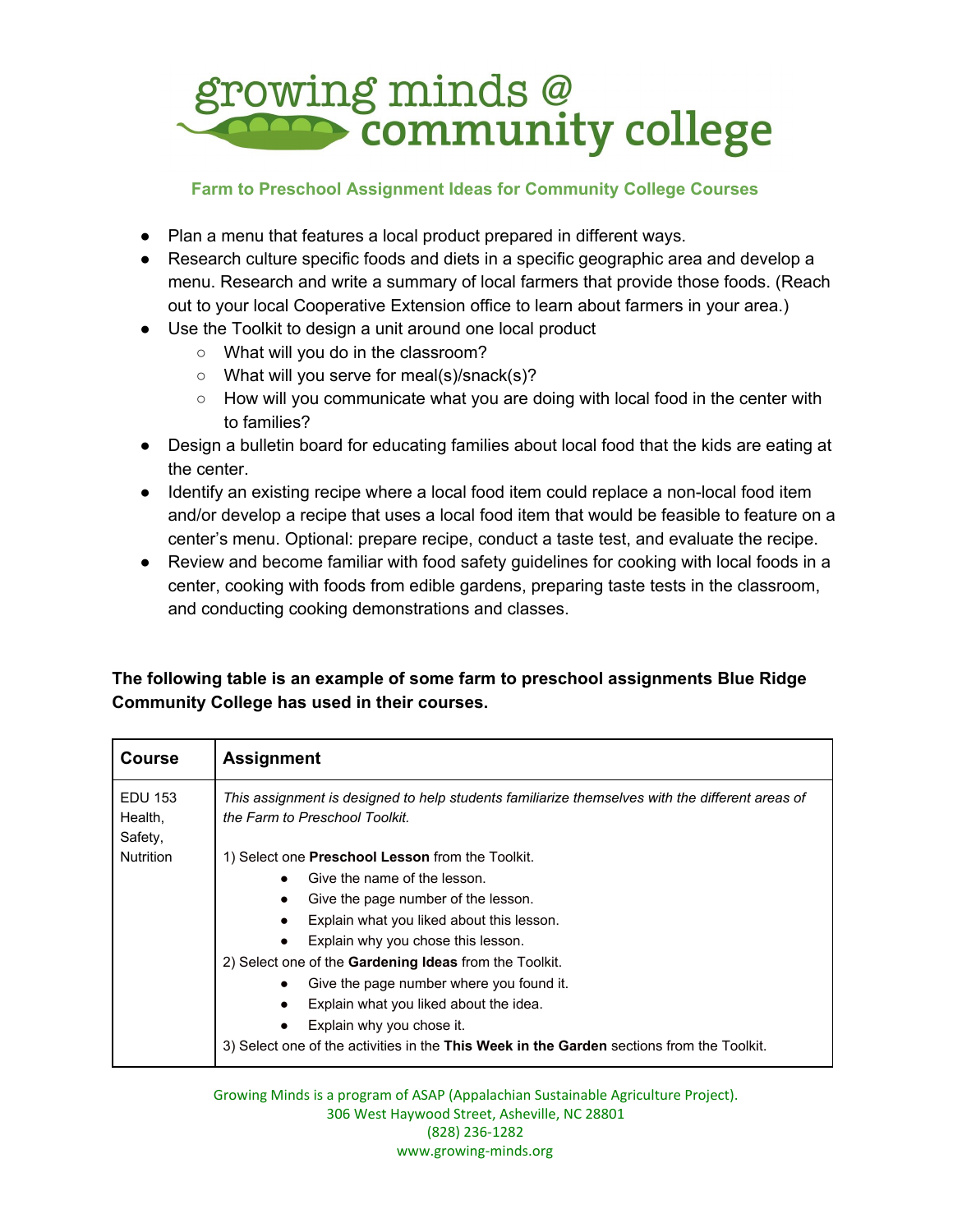# growing minds @ community college

## Farm to Preschool Assignment Ideas for Community College Courses

- Plan a menu that features a local product prepared in different ways.
- Research culture specific foods and diets in a specific geographic area and develop a menu. Research and write a summary of local farmers that provide those foods. (Reach out to your local Cooperative Extension office to learn about farmers in your area.)
- Use the Toolkit to design a unit around one local product
    - What will you do in the classroom?
    - What will you serve for meal(s)/snack(s)?
    - How will you communicate what you are doing with local food in the center with to families?
- Design a bulletin board for educating families about local food that the kids are eating at the center.
- Identify an existing recipe where a local food item could replace a non-local food item and/or develop a recipe that uses a local food item that would be feasible to feature on a center's menu. Optional: prepare recipe, conduct a taste test, and evaluate the recipe.
- Review and become familiar with food safety guidelines for cooking with local foods in a center, cooking with foods from edible gardens, preparing taste tests in the classroom, and conducting cooking demonstrations and classes.

**The following table is an example of some farm to preschool assignments Blue Ridge Community College has used in their courses.**

| Course | Assignment |
|---|---|
| EDU 153 Health, Safety, Nutrition | *This assignment is designed to help students familiarize themselves with the different areas of the Farm to Preschool Toolkit.*<br><br>1) Select one **Preschool Lesson** from the Toolkit.<br>• Give the name of the lesson.<br>• Give the page number of the lesson.<br>• Explain what you liked about this lesson.<br>• Explain why you chose this lesson.<br>2) Select one of the **Gardening Ideas** from the Toolkit.<br>• Give the page number where you found it.<br>• Explain what you liked about the idea.<br>• Explain why you chose it.<br>3) Select one of the activities in the **This Week in the Garden** sections from the Toolkit. |

Growing Minds is a program of ASAP (Appalachian Sustainable Agriculture Project).
306 West Haywood Street, Asheville, NC 28801
(828) 236-1282
www.growing-minds.org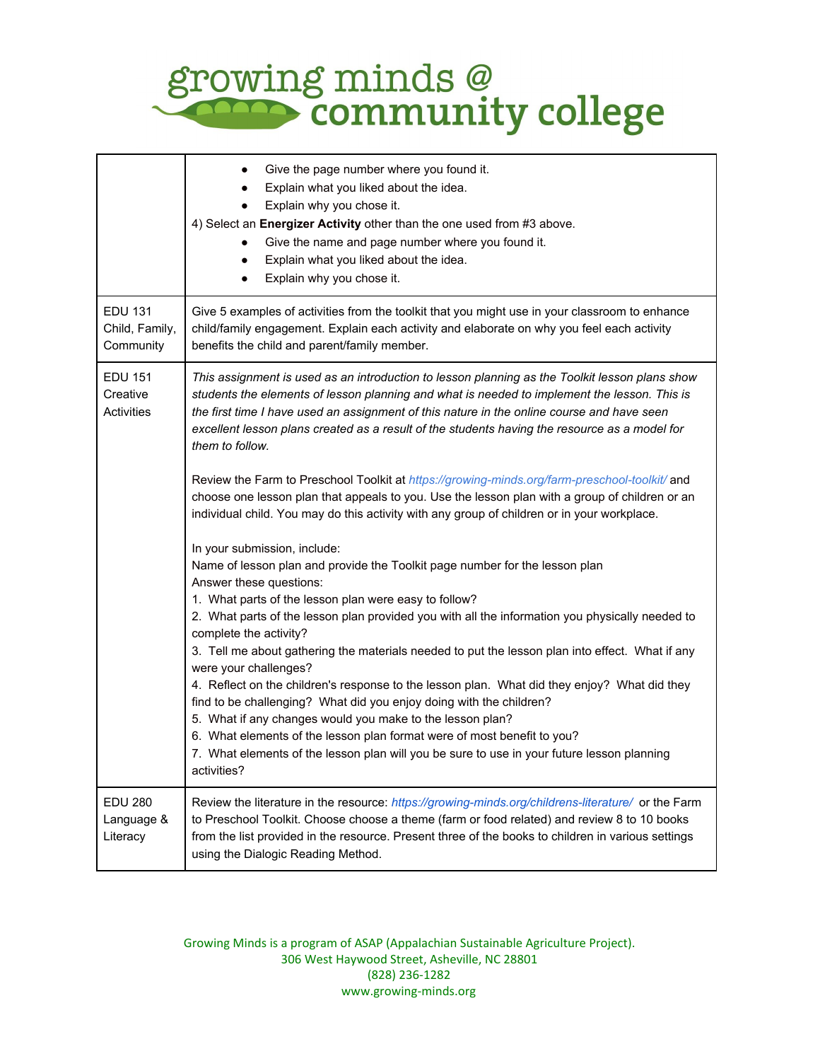| | |
|---|---|
| | • Give the page number where you found it.<br>• Explain what you liked about the idea.<br>• Explain why you chose it.<br>4) Select an **Energizer Activity** other than the one used from #3 above.<br>• Give the name and page number where you found it.<br>• Explain what you liked about the idea.<br>• Explain why you chose it. |
| EDU 131 Child, Family, Community | Give 5 examples of activities from the toolkit that you might use in your classroom to enhance child/family engagement. Explain each activity and elaborate on why you feel each activity benefits the child and parent/family member. |
| EDU 151 Creative Activities | *This assignment is used as an introduction to lesson planning as the Toolkit lesson plans show students the elements of lesson planning and what is needed to implement the lesson. This is the first time I have used an assignment of this nature in the online course and have seen excellent lesson plans created as a result of the students having the resource as a model for them to follow.*<br><br>Review the Farm to Preschool Toolkit at https://growing-minds.org/farm-preschool-toolkit/ and choose one lesson plan that appeals to you. Use the lesson plan with a group of children or an individual child. You may do this activity with any group of children or in your workplace.<br><br>In your submission, include:<br>Name of lesson plan and provide the Toolkit page number for the lesson plan<br>Answer these questions:<br>1. What parts of the lesson plan were easy to follow?<br>2. What parts of the lesson plan provided you with all the information you physically needed to complete the activity?<br>3. Tell me about gathering the materials needed to put the lesson plan into effect. What if any were your challenges?<br>4. Reflect on the children's response to the lesson plan. What did they enjoy? What did they find to be challenging? What did you enjoy doing with the children?<br>5. What if any changes would you make to the lesson plan?<br>6. What elements of the lesson plan format were of most benefit to you?<br>7. What elements of the lesson plan will you be sure to use in your future lesson planning activities? |
| EDU 280 Language & Literacy | Review the literature in the resource: *https://growing-minds.org/childrens-literature/* or the Farm to Preschool Toolkit. Choose choose a theme (farm or food related) and review 8 to 10 books from the list provided in the resource. Present three of the books to children in various settings using the Dialogic Reading Method. |